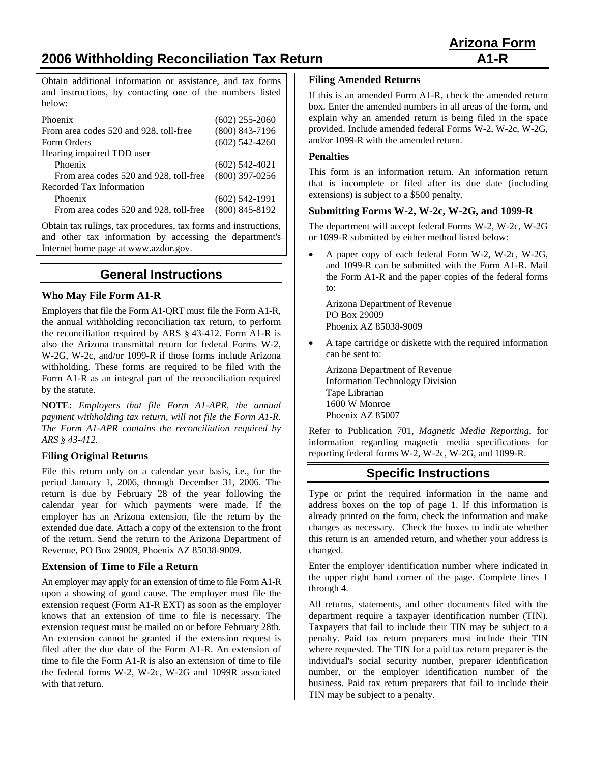# 2006 Withholding Reconciliation Tax Return

**Arizona Form A1-R**

Obtain additional information or assistance, and tax forms and instructions, by contacting one of the numbers listed below:

| | |
|---|---|
| Phoenix | (602) 255-2060 |
| From area codes 520 and 928, toll-free | (800) 843-7196 |
| Form Orders | (602) 542-4260 |
| Hearing impaired TDD user | |
| Phoenix | (602) 542-4021 |
| From area codes 520 and 928, toll-free | (800) 397-0256 |
| Recorded Tax Information | |
| Phoenix | (602) 542-1991 |
| From area codes 520 and 928, toll-free | (800) 845-8192 |

Obtain tax rulings, tax procedures, tax forms and instructions, and other tax information by accessing the department's Internet home page at www.azdor.gov.

## General Instructions

### Who May File Form A1-R

Employers that file the Form A1-QRT must file the Form A1-R, the annual withholding reconciliation tax return, to perform the reconciliation required by ARS § 43-412. Form A1-R is also the Arizona transmittal return for federal Forms W-2, W-2G, W-2c, and/or 1099-R if those forms include Arizona withholding. These forms are required to be filed with the Form A1-R as an integral part of the reconciliation required by the statute.

**NOTE:** *Employers that file Form A1-APR, the annual payment withholding tax return, will not file the Form A1-R. The Form A1-APR contains the reconciliation required by ARS § 43-412.*

### Filing Original Returns

File this return only on a calendar year basis, i.e., for the period January 1, 2006, through December 31, 2006. The return is due by February 28 of the year following the calendar year for which payments were made. If the employer has an Arizona extension, file the return by the extended due date. Attach a copy of the extension to the front of the return. Send the return to the Arizona Department of Revenue, PO Box 29009, Phoenix AZ 85038-9009.

### Extension of Time to File a Return

An employer may apply for an extension of time to file Form A1-R upon a showing of good cause. The employer must file the extension request (Form A1-R EXT) as soon as the employer knows that an extension of time to file is necessary. The extension request must be mailed on or before February 28th. An extension cannot be granted if the extension request is filed after the due date of the Form A1-R. An extension of time to file the Form A1-R is also an extension of time to file the federal forms W-2, W-2c, W-2G and 1099R associated with that return.

### Filing Amended Returns

If this is an amended Form A1-R, check the amended return box. Enter the amended numbers in all areas of the form, and explain why an amended return is being filed in the space provided. Include amended federal Forms W-2, W-2c, W-2G, and/or 1099-R with the amended return.

### Penalties

This form is an information return. An information return that is incomplete or filed after its due date (including extensions) is subject to a $500 penalty.

### Submitting Forms W-2, W-2c, W-2G, and 1099-R

The department will accept federal Forms W-2, W-2c, W-2G or 1099-R submitted by either method listed below:

- A paper copy of each federal Form W-2, W-2c, W-2G, and 1099-R can be submitted with the Form A1-R. Mail the Form A1-R and the paper copies of the federal forms to:

  Arizona Department of Revenue
  PO Box 29009
  Phoenix AZ 85038-9009

- A tape cartridge or diskette with the required information can be sent to:

  Arizona Department of Revenue
  Information Technology Division
  Tape Librarian
  1600 W Monroe
  Phoenix AZ 85007

Refer to Publication 701, *Magnetic Media Reporting*, for information regarding magnetic media specifications for reporting federal forms W-2, W-2c, W-2G, and 1099-R.

## Specific Instructions

Type or print the required information in the name and address boxes on the top of page 1. If this information is already printed on the form, check the information and make changes as necessary. Check the boxes to indicate whether this return is an amended return, and whether your address is changed.

Enter the employer identification number where indicated in the upper right hand corner of the page. Complete lines 1 through 4.

All returns, statements, and other documents filed with the department require a taxpayer identification number (TIN). Taxpayers that fail to include their TIN may be subject to a penalty. Paid tax return preparers must include their TIN where requested. The TIN for a paid tax return preparer is the individual's social security number, preparer identification number, or the employer identification number of the business. Paid tax return preparers that fail to include their TIN may be subject to a penalty.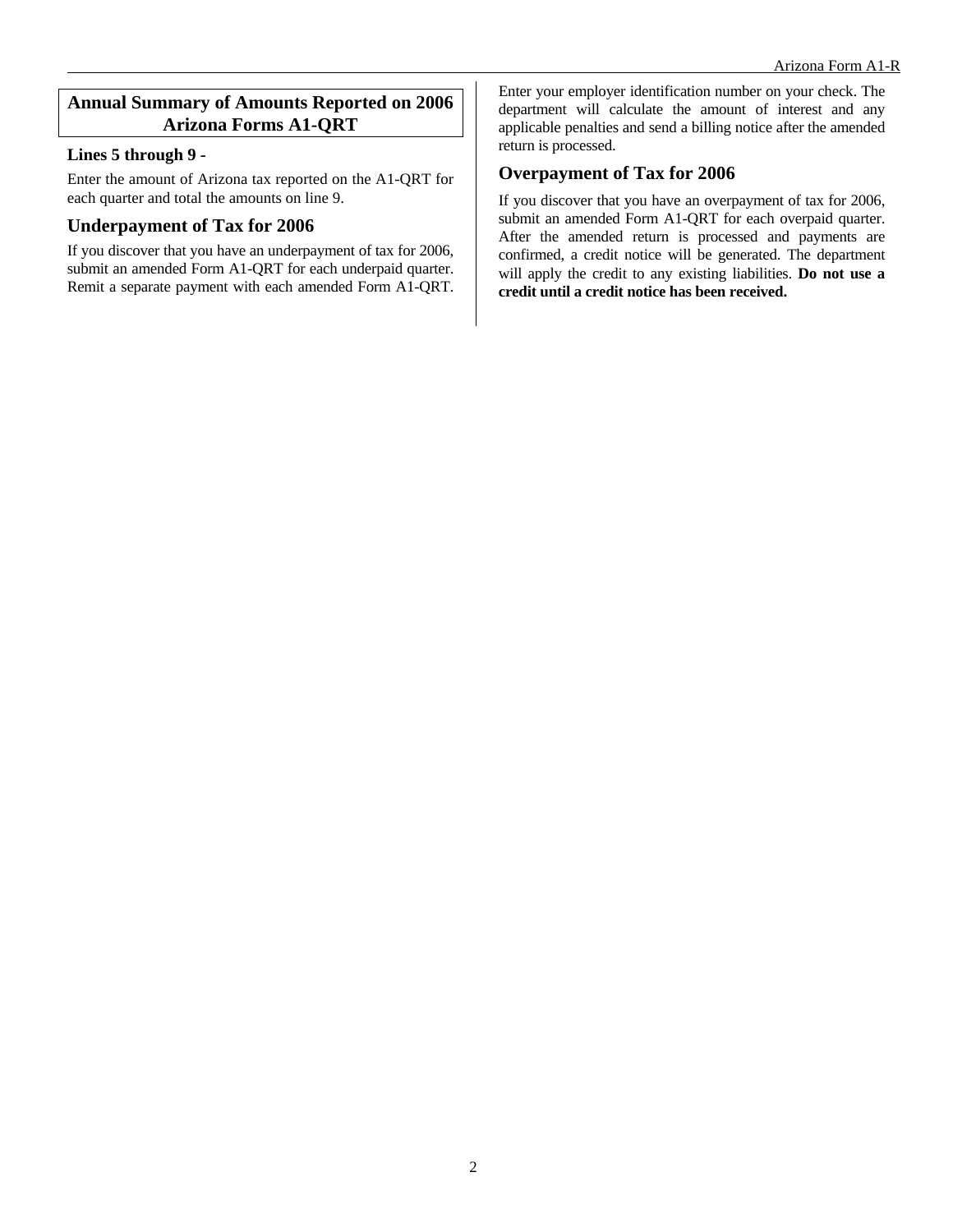## Annual Summary of Amounts Reported on 2006 Arizona Forms A1-QRT

**Lines 5 through 9 -**

Enter the amount of Arizona tax reported on the A1-QRT for each quarter and total the amounts on line 9.

## Underpayment of Tax for 2006

If you discover that you have an underpayment of tax for 2006, submit an amended Form A1-QRT for each underpaid quarter. Remit a separate payment with each amended Form A1-QRT. Enter your employer identification number on your check. The department will calculate the amount of interest and any applicable penalties and send a billing notice after the amended return is processed.

## Overpayment of Tax for 2006

If you discover that you have an overpayment of tax for 2006, submit an amended Form A1-QRT for each overpaid quarter. After the amended return is processed and payments are confirmed, a credit notice will be generated. The department will apply the credit to any existing liabilities. **Do not use a credit until a credit notice has been received.**